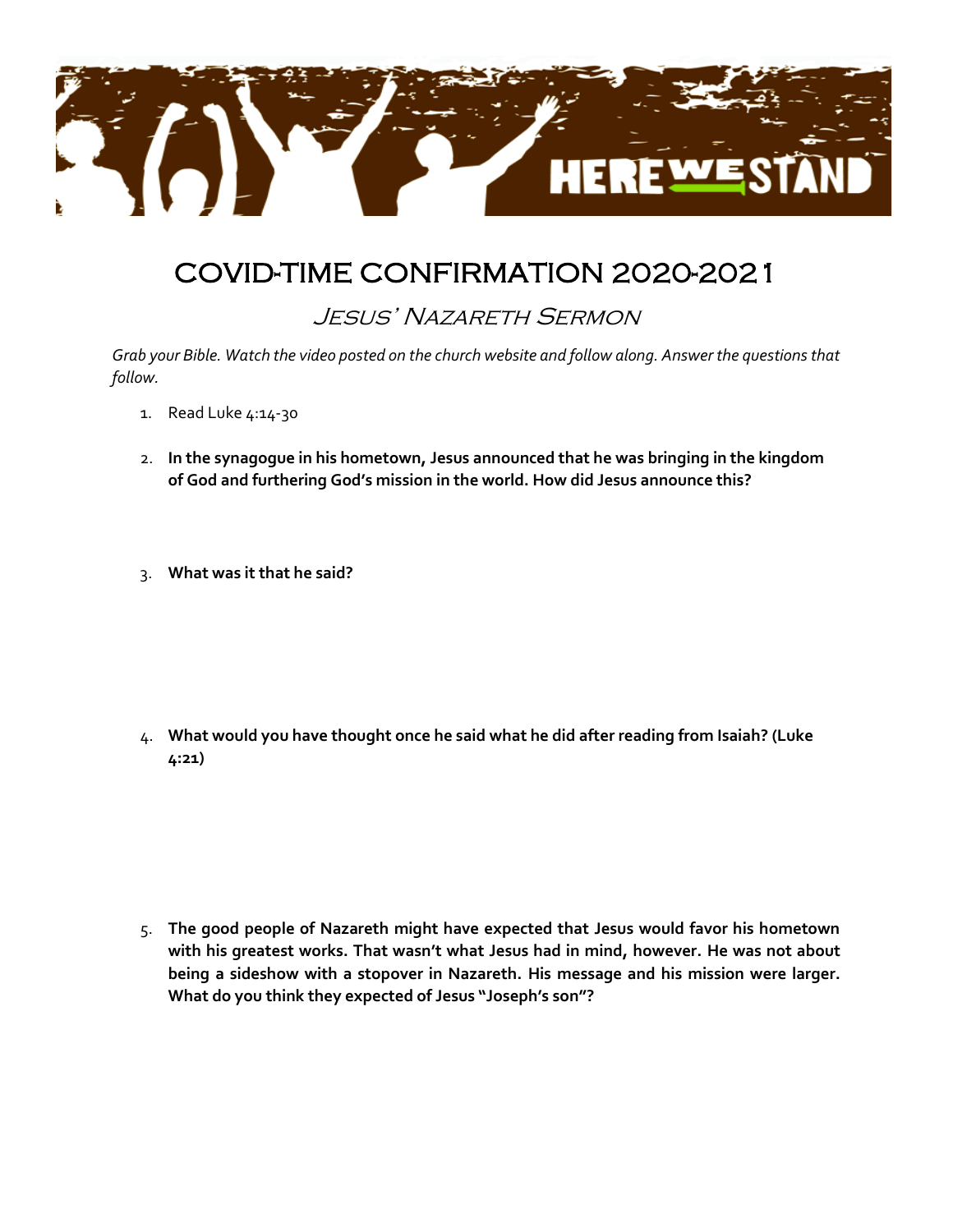# COVID-TIME CONFIRMATION 2020-2021

## Jesus' Nazareth Sermon

*Grab your Bible. Watch the video posted on the church website and follow along. Answer the questions that follow.*

1. Read Luke 4:14-30

2. **In the synagogue in his hometown, Jesus announced that he was bringing in the kingdom of God and furthering God's mission in the world. How did Jesus announce this?**

3. **What was it that he said?**

4. **What would you have thought once he said what he did after reading from Isaiah? (Luke 4:21)**

5. **The good people of Nazareth might have expected that Jesus would favor his hometown with his greatest works. That wasn't what Jesus had in mind, however. He was not about being a sideshow with a stopover in Nazareth. His message and his mission were larger. What do you think they expected of Jesus "Joseph's son"?**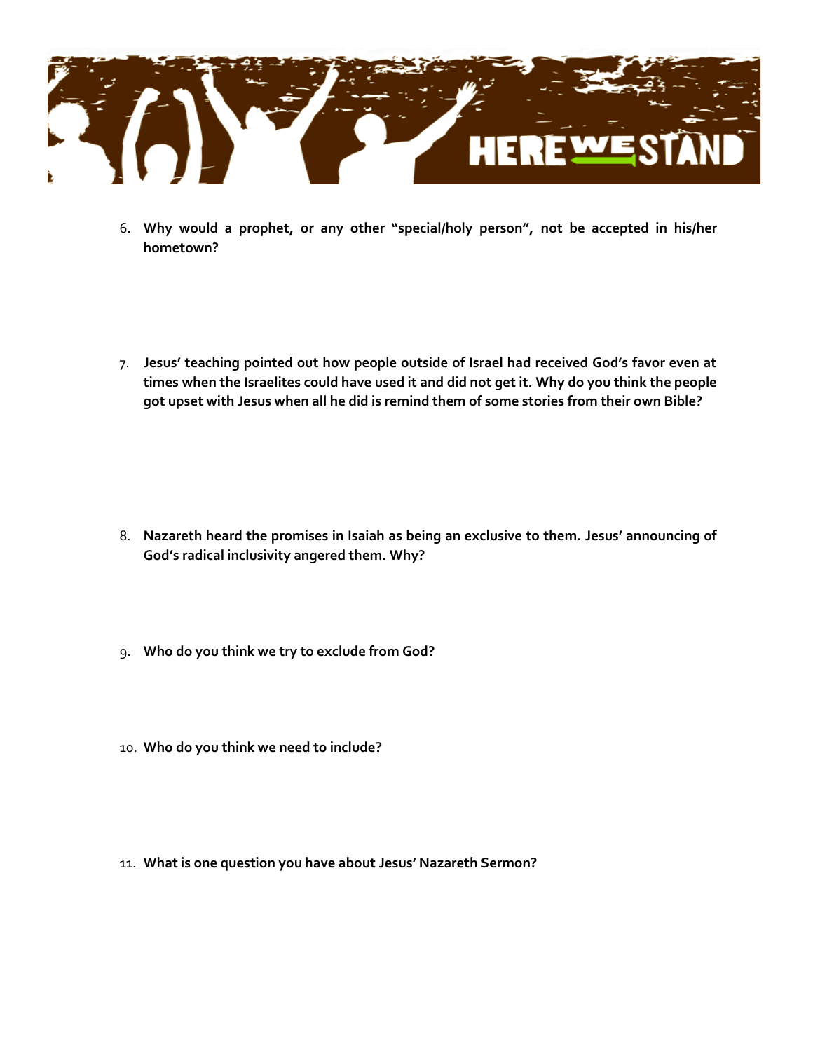6. **Why would a prophet, or any other "special/holy person", not be accepted in his/her hometown?**

7. **Jesus' teaching pointed out how people outside of Israel had received God's favor even at times when the Israelites could have used it and did not get it. Why do you think the people got upset with Jesus when all he did is remind them of some stories from their own Bible?**

8. **Nazareth heard the promises in Isaiah as being an exclusive to them. Jesus' announcing of God's radical inclusivity angered them. Why?**

9. **Who do you think we try to exclude from God?**

10. **Who do you think we need to include?**

11. **What is one question you have about Jesus' Nazareth Sermon?**